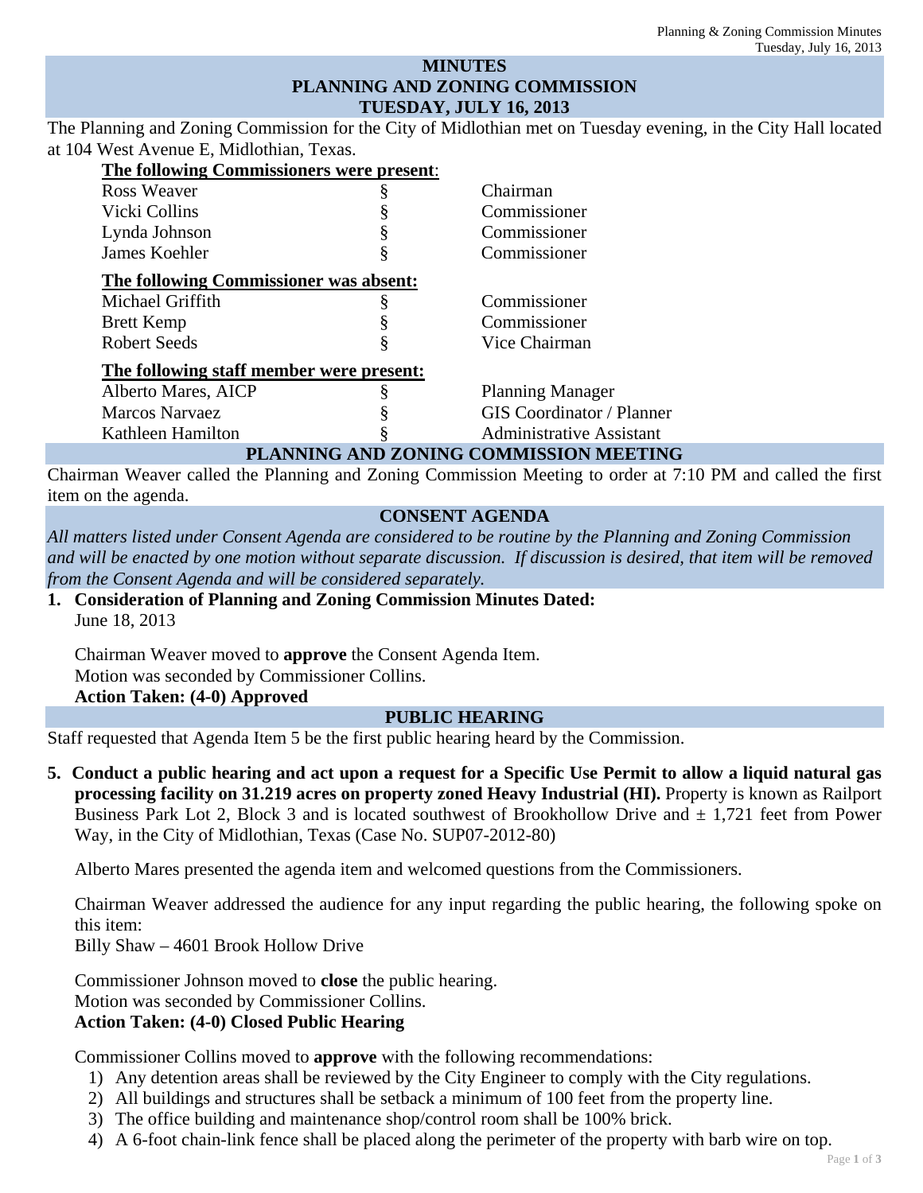# MINUTES
# PLANNING AND ZONING COMMISSION
# TUESDAY, JULY 16, 2013

The Planning and Zoning Commission for the City of Midlothian met on Tuesday evening, in the City Hall located at 104 West Avenue E, Midlothian, Texas.

**The following Commissioners were present:**

| | | |
|---|---|---|
| Ross Weaver | § | Chairman |
| Vicki Collins | § | Commissioner |
| Lynda Johnson | § | Commissioner |
| James Koehler | § | Commissioner |

**The following Commissioner was absent:**

| | | |
|---|---|---|
| Michael Griffith | § | Commissioner |
| Brett Kemp | § | Commissioner |
| Robert Seeds | § | Vice Chairman |

**The following staff member were present:**

| | | |
|---|---|---|
| Alberto Mares, AICP | § | Planning Manager |
| Marcos Narvaez | § | GIS Coordinator / Planner |
| Kathleen Hamilton | § | Administrative Assistant |

## PLANNING AND ZONING COMMISSION MEETING

Chairman Weaver called the Planning and Zoning Commission Meeting to order at 7:10 PM and called the first item on the agenda.

## CONSENT AGENDA

*All matters listed under Consent Agenda are considered to be routine by the Planning and Zoning Commission and will be enacted by one motion without separate discussion. If discussion is desired, that item will be removed from the Consent Agenda and will be considered separately.*

**1. Consideration of Planning and Zoning Commission Minutes Dated:**
June 18, 2013

Chairman Weaver moved to **approve** the Consent Agenda Item.
Motion was seconded by Commissioner Collins.
**Action Taken: (4-0) Approved**

## PUBLIC HEARING

Staff requested that Agenda Item 5 be the first public hearing heard by the Commission.

**5. Conduct a public hearing and act upon a request for a Specific Use Permit to allow a liquid natural gas processing facility on 31.219 acres on property zoned Heavy Industrial (HI).** Property is known as Railport Business Park Lot 2, Block 3 and is located southwest of Brookhollow Drive and ± 1,721 feet from Power Way, in the City of Midlothian, Texas (Case No. SUP07-2012-80)

Alberto Mares presented the agenda item and welcomed questions from the Commissioners.

Chairman Weaver addressed the audience for any input regarding the public hearing, the following spoke on this item:
Billy Shaw – 4601 Brook Hollow Drive

Commissioner Johnson moved to **close** the public hearing.
Motion was seconded by Commissioner Collins.
**Action Taken: (4-0) Closed Public Hearing**

Commissioner Collins moved to **approve** with the following recommendations:

1) Any detention areas shall be reviewed by the City Engineer to comply with the City regulations.
2) All buildings and structures shall be setback a minimum of 100 feet from the property line.
3) The office building and maintenance shop/control room shall be 100% brick.
4) A 6-foot chain-link fence shall be placed along the perimeter of the property with barb wire on top.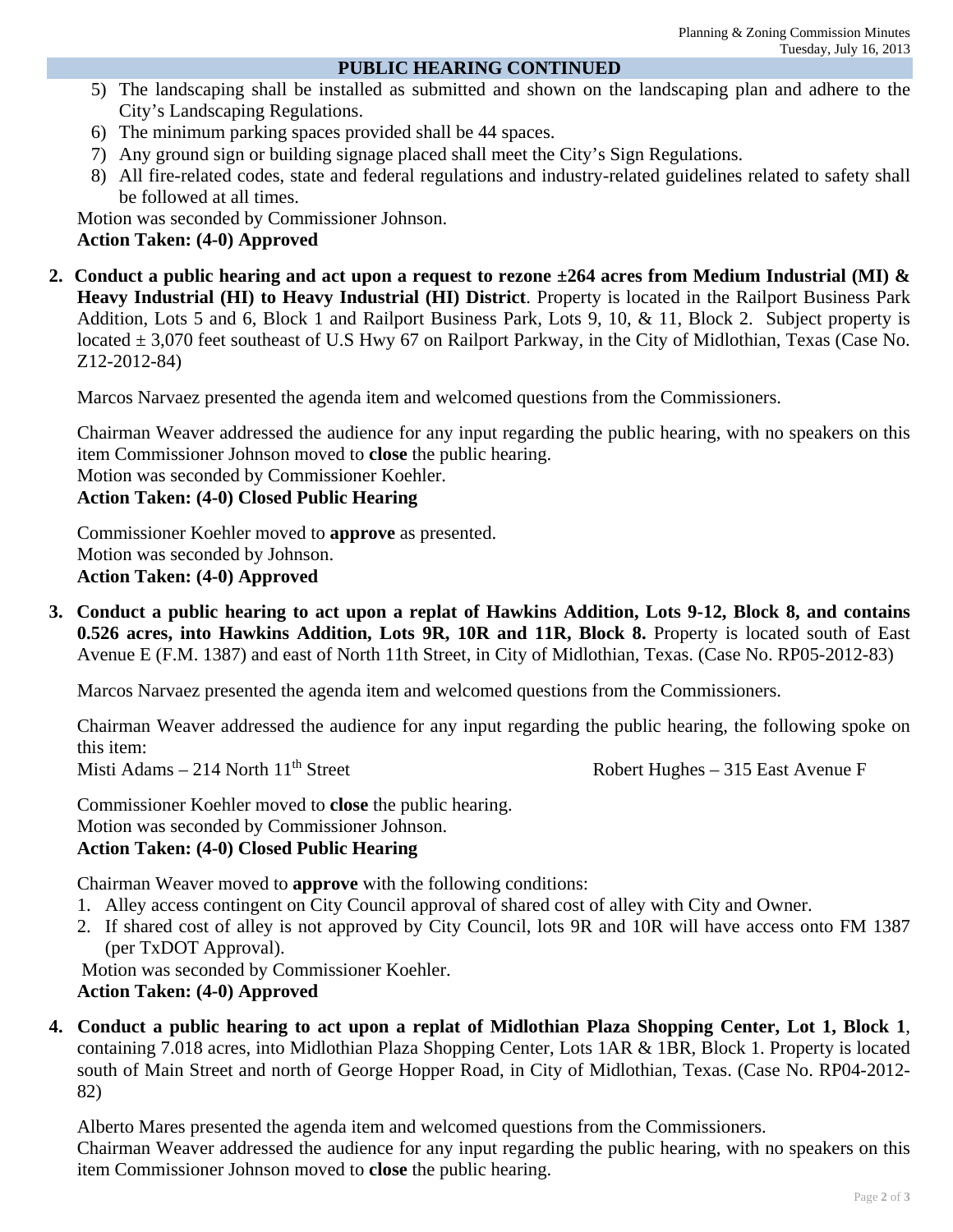## PUBLIC HEARING CONTINUED

5) The landscaping shall be installed as submitted and shown on the landscaping plan and adhere to the City's Landscaping Regulations.
6) The minimum parking spaces provided shall be 44 spaces.
7) Any ground sign or building signage placed shall meet the City's Sign Regulations.
8) All fire-related codes, state and federal regulations and industry-related guidelines related to safety shall be followed at all times.

Motion was seconded by Commissioner Johnson.
**Action Taken: (4-0) Approved**

**2. Conduct a public hearing and act upon a request to rezone ±264 acres from Medium Industrial (MI) & Heavy Industrial (HI) to Heavy Industrial (HI) District**. Property is located in the Railport Business Park Addition, Lots 5 and 6, Block 1 and Railport Business Park, Lots 9, 10, & 11, Block 2. Subject property is located ± 3,070 feet southeast of U.S Hwy 67 on Railport Parkway, in the City of Midlothian, Texas (Case No. Z12-2012-84)

Marcos Narvaez presented the agenda item and welcomed questions from the Commissioners.

Chairman Weaver addressed the audience for any input regarding the public hearing, with no speakers on this item Commissioner Johnson moved to **close** the public hearing.
Motion was seconded by Commissioner Koehler.
**Action Taken: (4-0) Closed Public Hearing**

Commissioner Koehler moved to **approve** as presented.
Motion was seconded by Johnson.
**Action Taken: (4-0) Approved**

**3. Conduct a public hearing to act upon a replat of Hawkins Addition, Lots 9-12, Block 8, and contains 0.526 acres, into Hawkins Addition, Lots 9R, 10R and 11R, Block 8.** Property is located south of East Avenue E (F.M. 1387) and east of North 11th Street, in City of Midlothian, Texas. (Case No. RP05-2012-83)

Marcos Narvaez presented the agenda item and welcomed questions from the Commissioners.

Chairman Weaver addressed the audience for any input regarding the public hearing, the following spoke on this item:

Misti Adams – 214 North 11th Street

Robert Hughes – 315 East Avenue F

Commissioner Koehler moved to **close** the public hearing.
Motion was seconded by Commissioner Johnson.
**Action Taken: (4-0) Closed Public Hearing**

Chairman Weaver moved to **approve** with the following conditions:

1. Alley access contingent on City Council approval of shared cost of alley with City and Owner.
2. If shared cost of alley is not approved by City Council, lots 9R and 10R will have access onto FM 1387 (per TxDOT Approval).

Motion was seconded by Commissioner Koehler.
**Action Taken: (4-0) Approved**

**4. Conduct a public hearing to act upon a replat of Midlothian Plaza Shopping Center, Lot 1, Block 1**, containing 7.018 acres, into Midlothian Plaza Shopping Center, Lots 1AR & 1BR, Block 1. Property is located south of Main Street and north of George Hopper Road, in City of Midlothian, Texas. (Case No. RP04-2012-82)

Alberto Mares presented the agenda item and welcomed questions from the Commissioners.
Chairman Weaver addressed the audience for any input regarding the public hearing, with no speakers on this item Commissioner Johnson moved to **close** the public hearing.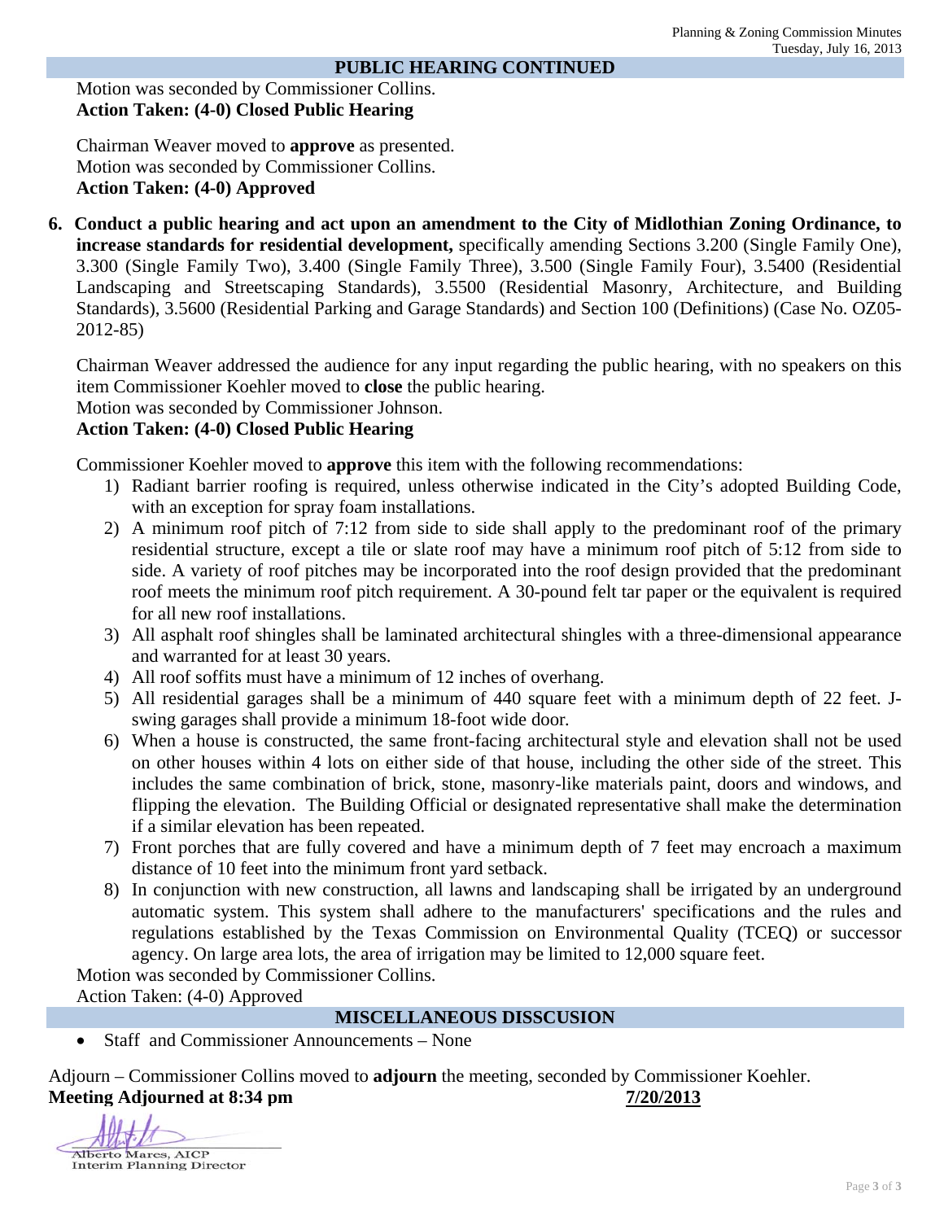## PUBLIC HEARING CONTINUED

Motion was seconded by Commissioner Collins.
**Action Taken: (4-0) Closed Public Hearing**

Chairman Weaver moved to **approve** as presented.
Motion was seconded by Commissioner Collins.
**Action Taken: (4-0) Approved**

6. **Conduct a public hearing and act upon an amendment to the City of Midlothian Zoning Ordinance, to increase standards for residential development,** specifically amending Sections 3.200 (Single Family One), 3.300 (Single Family Two), 3.400 (Single Family Three), 3.500 (Single Family Four), 3.5400 (Residential Landscaping and Streetscaping Standards), 3.5500 (Residential Masonry, Architecture, and Building Standards), 3.5600 (Residential Parking and Garage Standards) and Section 100 (Definitions) (Case No. OZ05-2012-85)

   Chairman Weaver addressed the audience for any input regarding the public hearing, with no speakers on this item Commissioner Koehler moved to **close** the public hearing.
   Motion was seconded by Commissioner Johnson.
   **Action Taken: (4-0) Closed Public Hearing**

   Commissioner Koehler moved to **approve** this item with the following recommendations:

   1) Radiant barrier roofing is required, unless otherwise indicated in the City's adopted Building Code, with an exception for spray foam installations.
   2) A minimum roof pitch of 7:12 from side to side shall apply to the predominant roof of the primary residential structure, except a tile or slate roof may have a minimum roof pitch of 5:12 from side to side. A variety of roof pitches may be incorporated into the roof design provided that the predominant roof meets the minimum roof pitch requirement. A 30-pound felt tar paper or the equivalent is required for all new roof installations.
   3) All asphalt roof shingles shall be laminated architectural shingles with a three-dimensional appearance and warranted for at least 30 years.
   4) All roof soffits must have a minimum of 12 inches of overhang.
   5) All residential garages shall be a minimum of 440 square feet with a minimum depth of 22 feet. J-swing garages shall provide a minimum 18-foot wide door.
   6) When a house is constructed, the same front-facing architectural style and elevation shall not be used on other houses within 4 lots on either side of that house, including the other side of the street. This includes the same combination of brick, stone, masonry-like materials paint, doors and windows, and flipping the elevation. The Building Official or designated representative shall make the determination if a similar elevation has been repeated.
   7) Front porches that are fully covered and have a minimum depth of 7 feet may encroach a maximum distance of 10 feet into the minimum front yard setback.
   8) In conjunction with new construction, all lawns and landscaping shall be irrigated by an underground automatic system. This system shall adhere to the manufacturers' specifications and the rules and regulations established by the Texas Commission on Environmental Quality (TCEQ) or successor agency. On large area lots, the area of irrigation may be limited to 12,000 square feet.

   Motion was seconded by Commissioner Collins.
   Action Taken: (4-0) Approved

## MISCELLANEOUS DISSCUSION

- Staff and Commissioner Announcements – None

Adjourn – Commissioner Collins moved to **adjourn** the meeting, seconded by Commissioner Koehler.
**Meeting Adjourned at 8:34 pm** **7/20/2013**

Alberto Mares, AICP
Interim Planning Director